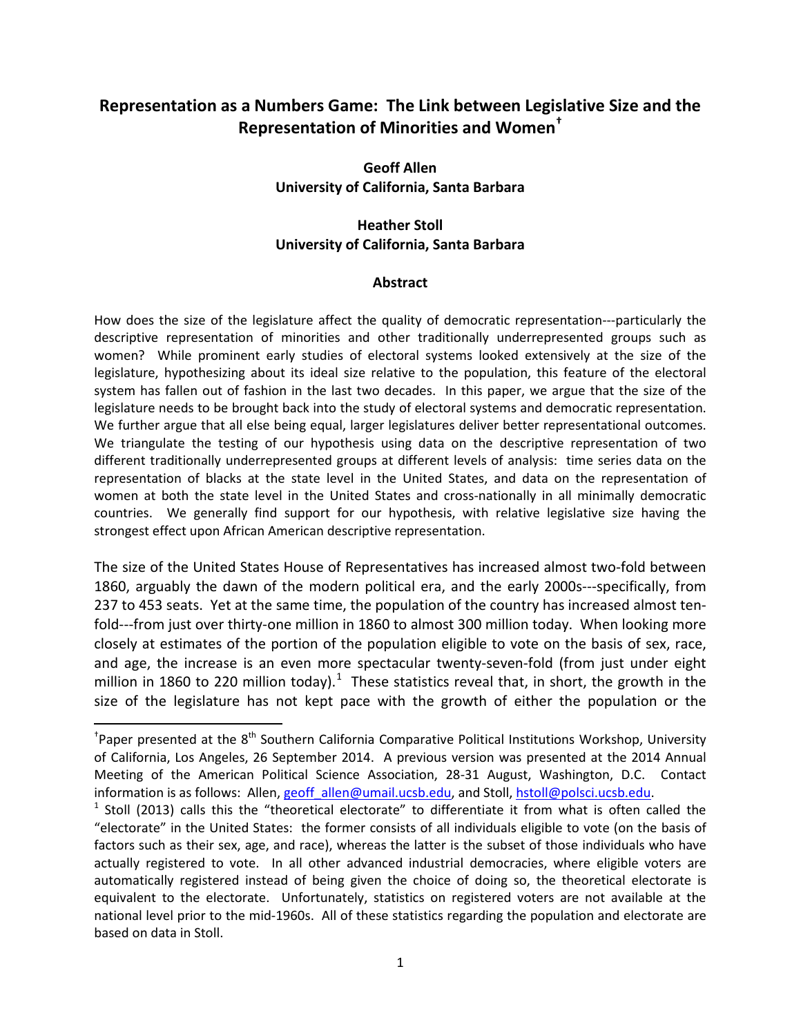# Representation as a Numbers Game: The Link between Legislative Size and the Representation of Minorities and Women[†]

**Geoff Allen**
**University of California, Santa Barbara**

**Heather Stoll**
**University of California, Santa Barbara**

## Abstract

How does the size of the legislature affect the quality of democratic representation---particularly the descriptive representation of minorities and other traditionally underrepresented groups such as women? While prominent early studies of electoral systems looked extensively at the size of the legislature, hypothesizing about its ideal size relative to the population, this feature of the electoral system has fallen out of fashion in the last two decades. In this paper, we argue that the size of the legislature needs to be brought back into the study of electoral systems and democratic representation. We further argue that all else being equal, larger legislatures deliver better representational outcomes. We triangulate the testing of our hypothesis using data on the descriptive representation of two different traditionally underrepresented groups at different levels of analysis: time series data on the representation of blacks at the state level in the United States, and data on the representation of women at both the state level in the United States and cross-nationally in all minimally democratic countries. We generally find support for our hypothesis, with relative legislative size having the strongest effect upon African American descriptive representation.

The size of the United States House of Representatives has increased almost two-fold between 1860, arguably the dawn of the modern political era, and the early 2000s---specifically, from 237 to 453 seats. Yet at the same time, the population of the country has increased almost ten-fold---from just over thirty-one million in 1860 to almost 300 million today. When looking more closely at estimates of the portion of the population eligible to vote on the basis of sex, race, and age, the increase is an even more spectacular twenty-seven-fold (from just under eight million in 1860 to 220 million today).[1] These statistics reveal that, in short, the growth in the size of the legislature has not kept pace with the growth of either the population or the

---

[†]Paper presented at the 8[th] Southern California Comparative Political Institutions Workshop, University of California, Los Angeles, 26 September 2014. A previous version was presented at the 2014 Annual Meeting of the American Political Science Association, 28-31 August, Washington, D.C. Contact information is as follows: Allen, geoff_allen@umail.ucsb.edu, and Stoll, hstoll@polsci.ucsb.edu.

[1] Stoll (2013) calls this the "theoretical electorate" to differentiate it from what is often called the "electorate" in the United States: the former consists of all individuals eligible to vote (on the basis of factors such as their sex, age, and race), whereas the latter is the subset of those individuals who have actually registered to vote. In all other advanced industrial democracies, where eligible voters are automatically registered instead of being given the choice of doing so, the theoretical electorate is equivalent to the electorate. Unfortunately, statistics on registered voters are not available at the national level prior to the mid-1960s. All of these statistics regarding the population and electorate are based on data in Stoll.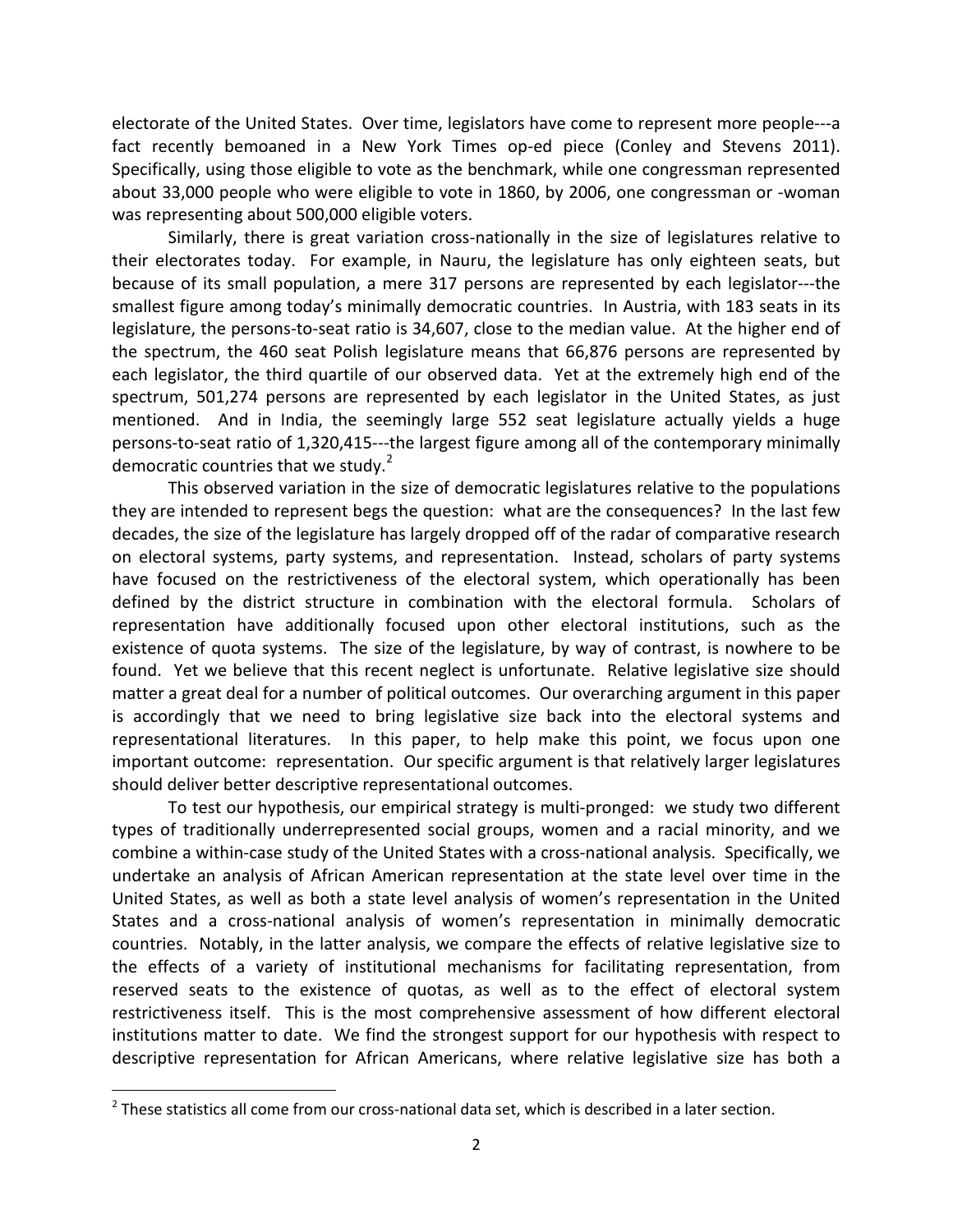electorate of the United States. Over time, legislators have come to represent more people---a fact recently bemoaned in a New York Times op-ed piece (Conley and Stevens 2011). Specifically, using those eligible to vote as the benchmark, while one congressman represented about 33,000 people who were eligible to vote in 1860, by 2006, one congressman or -woman was representing about 500,000 eligible voters.

Similarly, there is great variation cross-nationally in the size of legislatures relative to their electorates today. For example, in Nauru, the legislature has only eighteen seats, but because of its small population, a mere 317 persons are represented by each legislator---the smallest figure among today's minimally democratic countries. In Austria, with 183 seats in its legislature, the persons-to-seat ratio is 34,607, close to the median value. At the higher end of the spectrum, the 460 seat Polish legislature means that 66,876 persons are represented by each legislator, the third quartile of our observed data. Yet at the extremely high end of the spectrum, 501,274 persons are represented by each legislator in the United States, as just mentioned. And in India, the seemingly large 552 seat legislature actually yields a huge persons-to-seat ratio of 1,320,415---the largest figure among all of the contemporary minimally democratic countries that we study.[2]

This observed variation in the size of democratic legislatures relative to the populations they are intended to represent begs the question: what are the consequences? In the last few decades, the size of the legislature has largely dropped off of the radar of comparative research on electoral systems, party systems, and representation. Instead, scholars of party systems have focused on the restrictiveness of the electoral system, which operationally has been defined by the district structure in combination with the electoral formula. Scholars of representation have additionally focused upon other electoral institutions, such as the existence of quota systems. The size of the legislature, by way of contrast, is nowhere to be found. Yet we believe that this recent neglect is unfortunate. Relative legislative size should matter a great deal for a number of political outcomes. Our overarching argument in this paper is accordingly that we need to bring legislative size back into the electoral systems and representational literatures. In this paper, to help make this point, we focus upon one important outcome: representation. Our specific argument is that relatively larger legislatures should deliver better descriptive representational outcomes.

To test our hypothesis, our empirical strategy is multi-pronged: we study two different types of traditionally underrepresented social groups, women and a racial minority, and we combine a within-case study of the United States with a cross-national analysis. Specifically, we undertake an analysis of African American representation at the state level over time in the United States, as well as both a state level analysis of women's representation in the United States and a cross-national analysis of women's representation in minimally democratic countries. Notably, in the latter analysis, we compare the effects of relative legislative size to the effects of a variety of institutional mechanisms for facilitating representation, from reserved seats to the existence of quotas, as well as to the effect of electoral system restrictiveness itself. This is the most comprehensive assessment of how different electoral institutions matter to date. We find the strongest support for our hypothesis with respect to descriptive representation for African Americans, where relative legislative size has both a

[2] These statistics all come from our cross-national data set, which is described in a later section.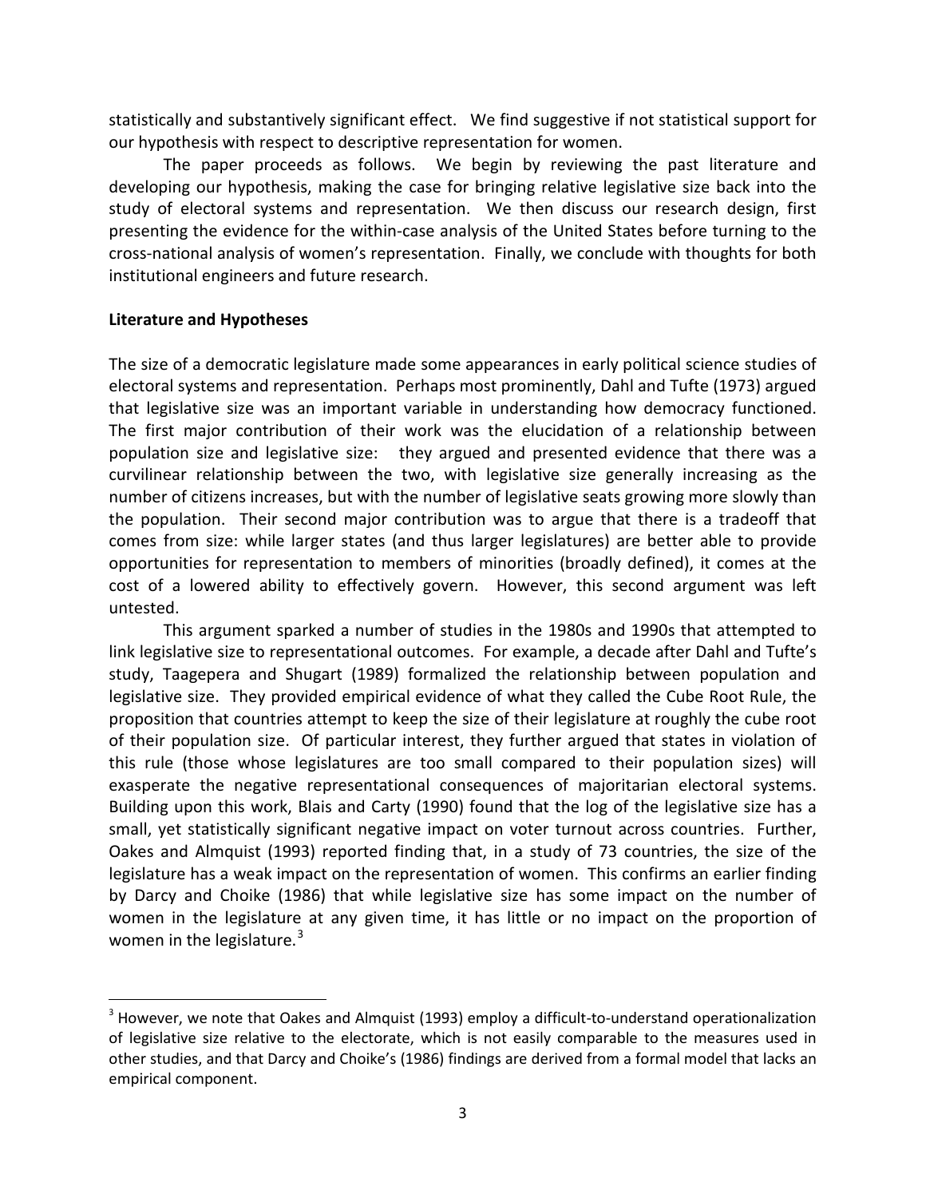statistically and substantively significant effect. We find suggestive if not statistical support for our hypothesis with respect to descriptive representation for women.

The paper proceeds as follows. We begin by reviewing the past literature and developing our hypothesis, making the case for bringing relative legislative size back into the study of electoral systems and representation. We then discuss our research design, first presenting the evidence for the within-case analysis of the United States before turning to the cross-national analysis of women's representation. Finally, we conclude with thoughts for both institutional engineers and future research.

**Literature and Hypotheses**

The size of a democratic legislature made some appearances in early political science studies of electoral systems and representation. Perhaps most prominently, Dahl and Tufte (1973) argued that legislative size was an important variable in understanding how democracy functioned. The first major contribution of their work was the elucidation of a relationship between population size and legislative size: they argued and presented evidence that there was a curvilinear relationship between the two, with legislative size generally increasing as the number of citizens increases, but with the number of legislative seats growing more slowly than the population. Their second major contribution was to argue that there is a tradeoff that comes from size: while larger states (and thus larger legislatures) are better able to provide opportunities for representation to members of minorities (broadly defined), it comes at the cost of a lowered ability to effectively govern. However, this second argument was left untested.

This argument sparked a number of studies in the 1980s and 1990s that attempted to link legislative size to representational outcomes. For example, a decade after Dahl and Tufte's study, Taagepera and Shugart (1989) formalized the relationship between population and legislative size. They provided empirical evidence of what they called the Cube Root Rule, the proposition that countries attempt to keep the size of their legislature at roughly the cube root of their population size. Of particular interest, they further argued that states in violation of this rule (those whose legislatures are too small compared to their population sizes) will exasperate the negative representational consequences of majoritarian electoral systems. Building upon this work, Blais and Carty (1990) found that the log of the legislative size has a small, yet statistically significant negative impact on voter turnout across countries. Further, Oakes and Almquist (1993) reported finding that, in a study of 73 countries, the size of the legislature has a weak impact on the representation of women. This confirms an earlier finding by Darcy and Choike (1986) that while legislative size has some impact on the number of women in the legislature at any given time, it has little or no impact on the proportion of women in the legislature.[3]

---

[3] However, we note that Oakes and Almquist (1993) employ a difficult-to-understand operationalization of legislative size relative to the electorate, which is not easily comparable to the measures used in other studies, and that Darcy and Choike's (1986) findings are derived from a formal model that lacks an empirical component.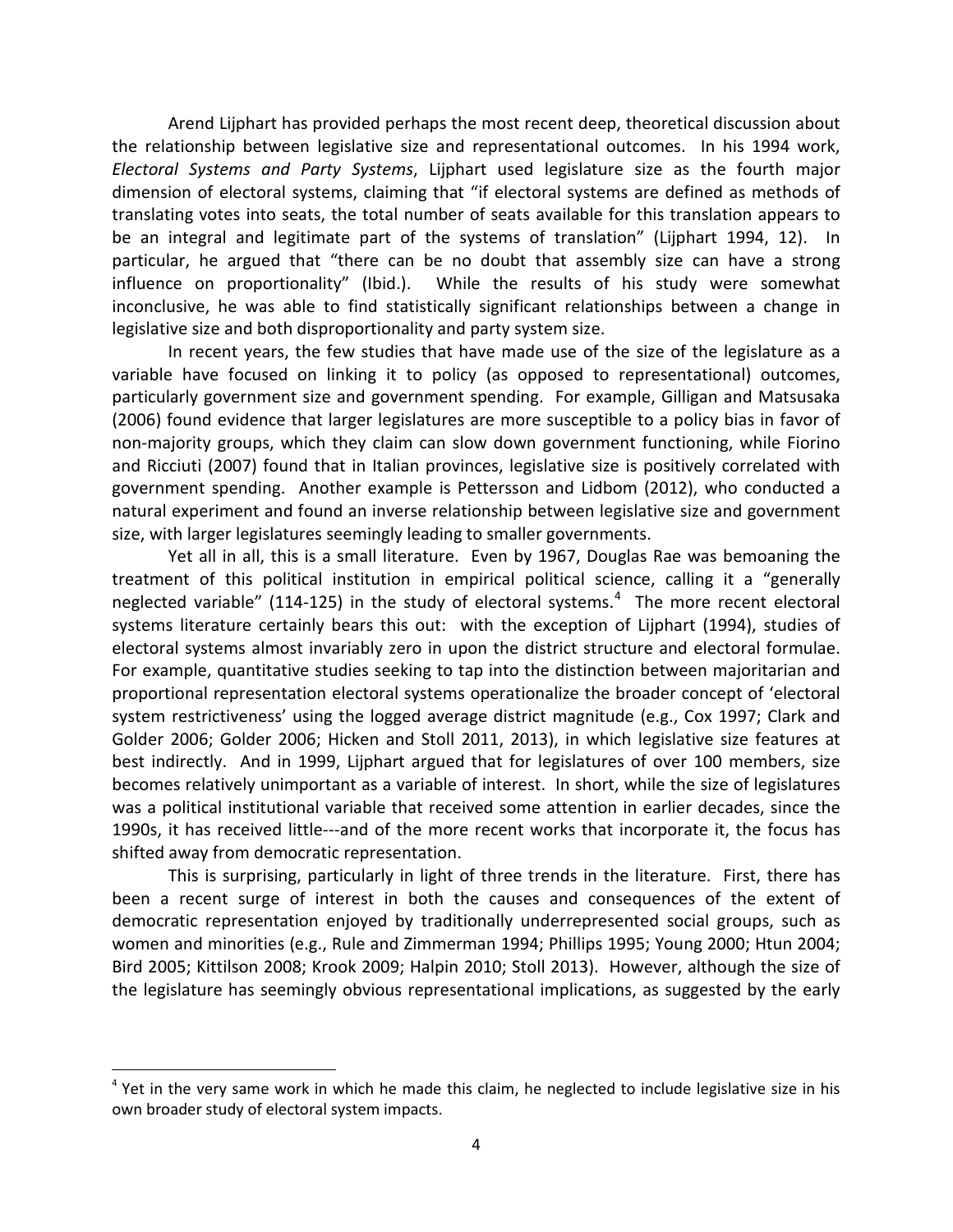Arend Lijphart has provided perhaps the most recent deep, theoretical discussion about the relationship between legislative size and representational outcomes. In his 1994 work, *Electoral Systems and Party Systems*, Lijphart used legislature size as the fourth major dimension of electoral systems, claiming that "if electoral systems are defined as methods of translating votes into seats, the total number of seats available for this translation appears to be an integral and legitimate part of the systems of translation" (Lijphart 1994, 12). In particular, he argued that "there can be no doubt that assembly size can have a strong influence on proportionality" (Ibid.). While the results of his study were somewhat inconclusive, he was able to find statistically significant relationships between a change in legislative size and both disproportionality and party system size.

In recent years, the few studies that have made use of the size of the legislature as a variable have focused on linking it to policy (as opposed to representational) outcomes, particularly government size and government spending. For example, Gilligan and Matsusaka (2006) found evidence that larger legislatures are more susceptible to a policy bias in favor of non-majority groups, which they claim can slow down government functioning, while Fiorino and Ricciuti (2007) found that in Italian provinces, legislative size is positively correlated with government spending. Another example is Pettersson and Lidbom (2012), who conducted a natural experiment and found an inverse relationship between legislative size and government size, with larger legislatures seemingly leading to smaller governments.

Yet all in all, this is a small literature. Even by 1967, Douglas Rae was bemoaning the treatment of this political institution in empirical political science, calling it a "generally neglected variable" (114-125) in the study of electoral systems.[4] The more recent electoral systems literature certainly bears this out: with the exception of Lijphart (1994), studies of electoral systems almost invariably zero in upon the district structure and electoral formulae. For example, quantitative studies seeking to tap into the distinction between majoritarian and proportional representation electoral systems operationalize the broader concept of 'electoral system restrictiveness' using the logged average district magnitude (e.g., Cox 1997; Clark and Golder 2006; Golder 2006; Hicken and Stoll 2011, 2013), in which legislative size features at best indirectly. And in 1999, Lijphart argued that for legislatures of over 100 members, size becomes relatively unimportant as a variable of interest. In short, while the size of legislatures was a political institutional variable that received some attention in earlier decades, since the 1990s, it has received little---and of the more recent works that incorporate it, the focus has shifted away from democratic representation.

This is surprising, particularly in light of three trends in the literature. First, there has been a recent surge of interest in both the causes and consequences of the extent of democratic representation enjoyed by traditionally underrepresented social groups, such as women and minorities (e.g., Rule and Zimmerman 1994; Phillips 1995; Young 2000; Htun 2004; Bird 2005; Kittilson 2008; Krook 2009; Halpin 2010; Stoll 2013). However, although the size of the legislature has seemingly obvious representational implications, as suggested by the early

[4] Yet in the very same work in which he made this claim, he neglected to include legislative size in his own broader study of electoral system impacts.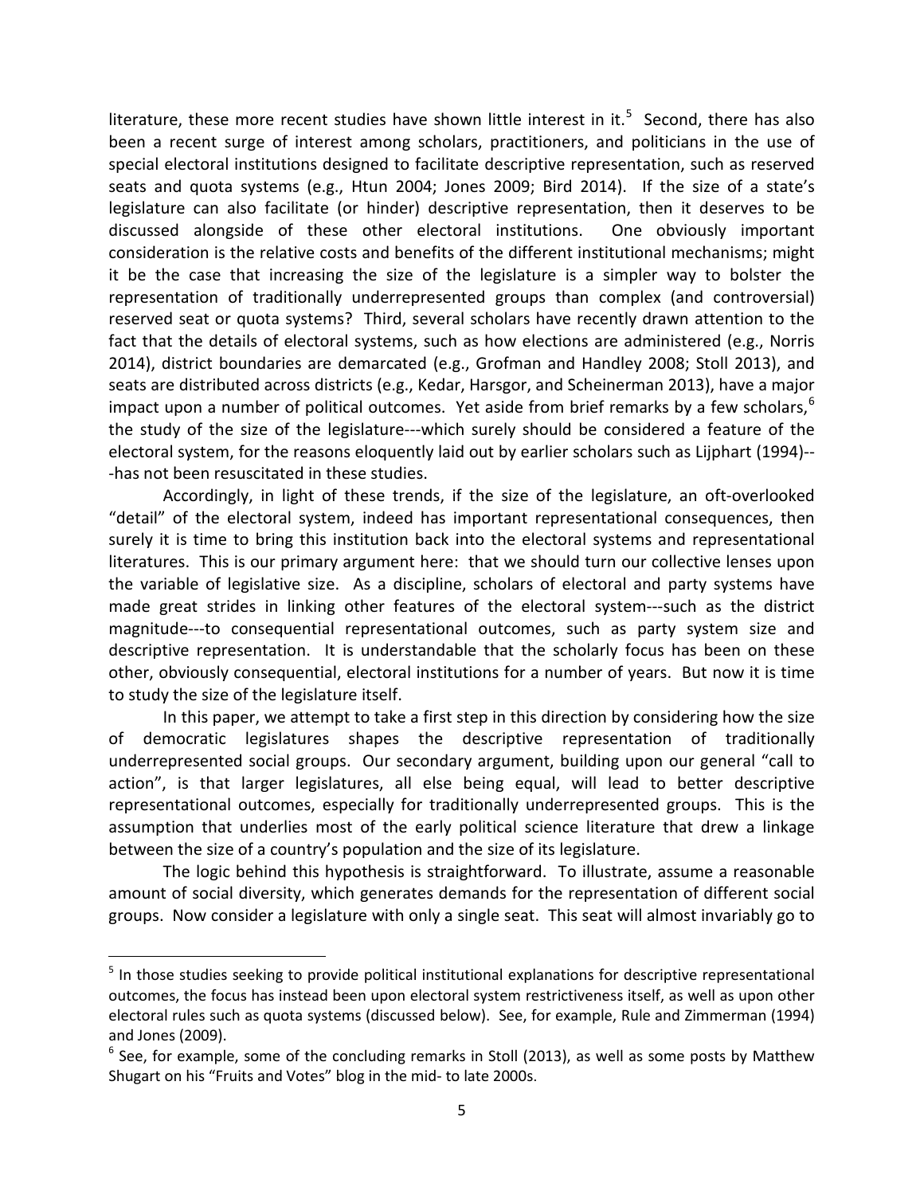literature, these more recent studies have shown little interest in it.[5] Second, there has also been a recent surge of interest among scholars, practitioners, and politicians in the use of special electoral institutions designed to facilitate descriptive representation, such as reserved seats and quota systems (e.g., Htun 2004; Jones 2009; Bird 2014). If the size of a state's legislature can also facilitate (or hinder) descriptive representation, then it deserves to be discussed alongside of these other electoral institutions. One obviously important consideration is the relative costs and benefits of the different institutional mechanisms; might it be the case that increasing the size of the legislature is a simpler way to bolster the representation of traditionally underrepresented groups than complex (and controversial) reserved seat or quota systems? Third, several scholars have recently drawn attention to the fact that the details of electoral systems, such as how elections are administered (e.g., Norris 2014), district boundaries are demarcated (e.g., Grofman and Handley 2008; Stoll 2013), and seats are distributed across districts (e.g., Kedar, Harsgor, and Scheinerman 2013), have a major impact upon a number of political outcomes. Yet aside from brief remarks by a few scholars,[6] the study of the size of the legislature---which surely should be considered a feature of the electoral system, for the reasons eloquently laid out by earlier scholars such as Lijphart (1994)---has not been resuscitated in these studies.

Accordingly, in light of these trends, if the size of the legislature, an oft-overlooked "detail" of the electoral system, indeed has important representational consequences, then surely it is time to bring this institution back into the electoral systems and representational literatures. This is our primary argument here: that we should turn our collective lenses upon the variable of legislative size. As a discipline, scholars of electoral and party systems have made great strides in linking other features of the electoral system---such as the district magnitude---to consequential representational outcomes, such as party system size and descriptive representation. It is understandable that the scholarly focus has been on these other, obviously consequential, electoral institutions for a number of years. But now it is time to study the size of the legislature itself.

In this paper, we attempt to take a first step in this direction by considering how the size of democratic legislatures shapes the descriptive representation of traditionally underrepresented social groups. Our secondary argument, building upon our general "call to action", is that larger legislatures, all else being equal, will lead to better descriptive representational outcomes, especially for traditionally underrepresented groups. This is the assumption that underlies most of the early political science literature that drew a linkage between the size of a country's population and the size of its legislature.

The logic behind this hypothesis is straightforward. To illustrate, assume a reasonable amount of social diversity, which generates demands for the representation of different social groups. Now consider a legislature with only a single seat. This seat will almost invariably go to

---

[5] In those studies seeking to provide political institutional explanations for descriptive representational outcomes, the focus has instead been upon electoral system restrictiveness itself, as well as upon other electoral rules such as quota systems (discussed below). See, for example, Rule and Zimmerman (1994) and Jones (2009).

[6] See, for example, some of the concluding remarks in Stoll (2013), as well as some posts by Matthew Shugart on his "Fruits and Votes" blog in the mid- to late 2000s.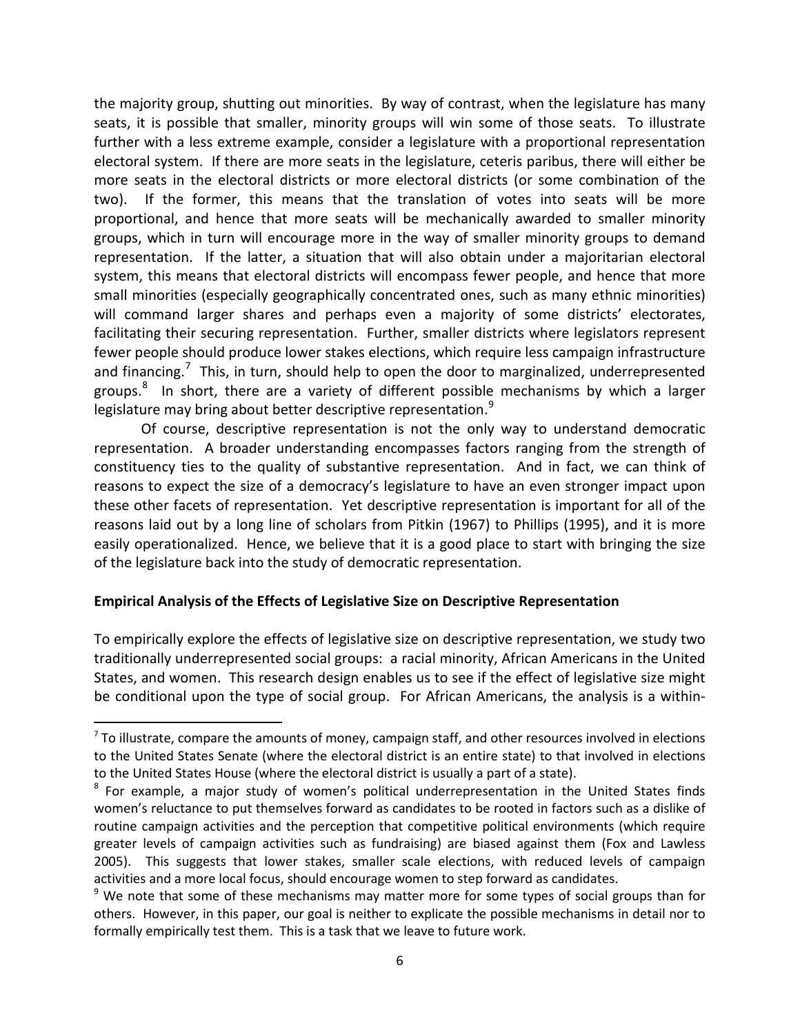the majority group, shutting out minorities. By way of contrast, when the legislature has many seats, it is possible that smaller, minority groups will win some of those seats. To illustrate further with a less extreme example, consider a legislature with a proportional representation electoral system. If there are more seats in the legislature, ceteris paribus, there will either be more seats in the electoral districts or more electoral districts (or some combination of the two). If the former, this means that the translation of votes into seats will be more proportional, and hence that more seats will be mechanically awarded to smaller minority groups, which in turn will encourage more in the way of smaller minority groups to demand representation. If the latter, a situation that will also obtain under a majoritarian electoral system, this means that electoral districts will encompass fewer people, and hence that more small minorities (especially geographically concentrated ones, such as many ethnic minorities) will command larger shares and perhaps even a majority of some districts' electorates, facilitating their securing representation. Further, smaller districts where legislators represent fewer people should produce lower stakes elections, which require less campaign infrastructure and financing.[7] This, in turn, should help to open the door to marginalized, underrepresented groups.[8] In short, there are a variety of different possible mechanisms by which a larger legislature may bring about better descriptive representation.[9]

Of course, descriptive representation is not the only way to understand democratic representation. A broader understanding encompasses factors ranging from the strength of constituency ties to the quality of substantive representation. And in fact, we can think of reasons to expect the size of a democracy's legislature to have an even stronger impact upon these other facets of representation. Yet descriptive representation is important for all of the reasons laid out by a long line of scholars from Pitkin (1967) to Phillips (1995), and it is more easily operationalized. Hence, we believe that it is a good place to start with bringing the size of the legislature back into the study of democratic representation.

**Empirical Analysis of the Effects of Legislative Size on Descriptive Representation**

To empirically explore the effects of legislative size on descriptive representation, we study two traditionally underrepresented social groups: a racial minority, African Americans in the United States, and women. This research design enables us to see if the effect of legislative size might be conditional upon the type of social group. For African Americans, the analysis is a within-

[7] To illustrate, compare the amounts of money, campaign staff, and other resources involved in elections to the United States Senate (where the electoral district is an entire state) to that involved in elections to the United States House (where the electoral district is usually a part of a state).

[8] For example, a major study of women's political underrepresentation in the United States finds women's reluctance to put themselves forward as candidates to be rooted in factors such as a dislike of routine campaign activities and the perception that competitive political environments (which require greater levels of campaign activities such as fundraising) are biased against them (Fox and Lawless 2005). This suggests that lower stakes, smaller scale elections, with reduced levels of campaign activities and a more local focus, should encourage women to step forward as candidates.

[9] We note that some of these mechanisms may matter more for some types of social groups than for others. However, in this paper, our goal is neither to explicate the possible mechanisms in detail nor to formally empirically test them. This is a task that we leave to future work.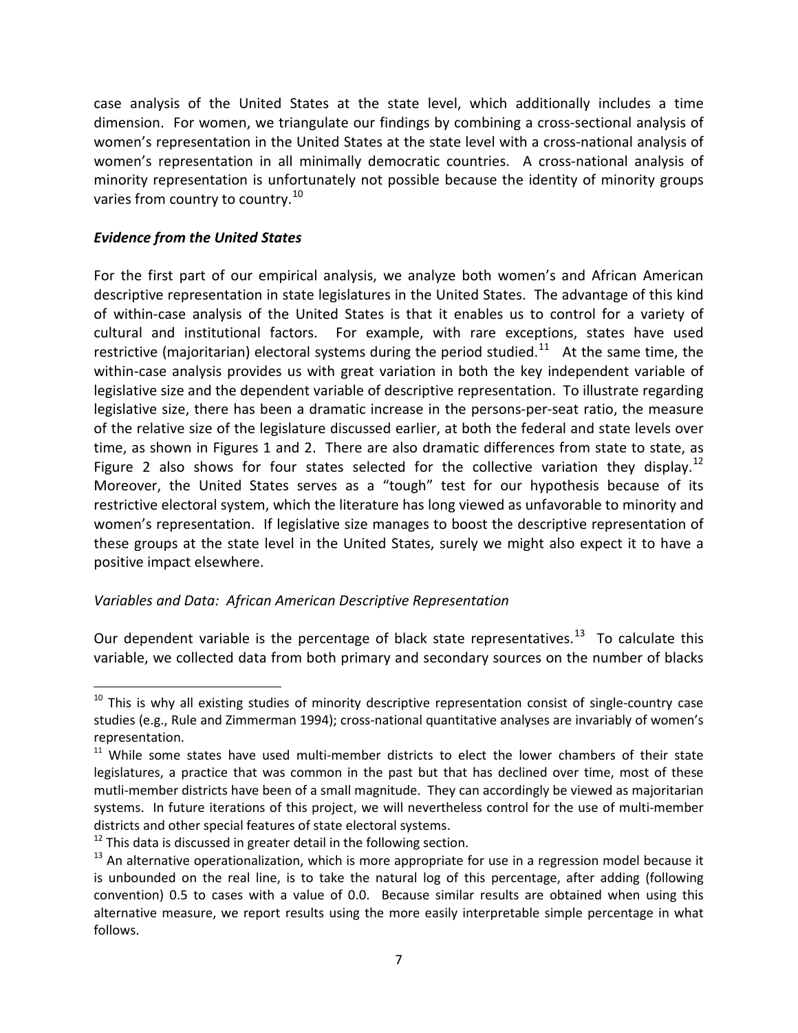case analysis of the United States at the state level, which additionally includes a time dimension. For women, we triangulate our findings by combining a cross-sectional analysis of women's representation in the United States at the state level with a cross-national analysis of women's representation in all minimally democratic countries. A cross-national analysis of minority representation is unfortunately not possible because the identity of minority groups varies from country to country.[10]

### *Evidence from the United States*

For the first part of our empirical analysis, we analyze both women's and African American descriptive representation in state legislatures in the United States. The advantage of this kind of within-case analysis of the United States is that it enables us to control for a variety of cultural and institutional factors. For example, with rare exceptions, states have used restrictive (majoritarian) electoral systems during the period studied.[11] At the same time, the within-case analysis provides us with great variation in both the key independent variable of legislative size and the dependent variable of descriptive representation. To illustrate regarding legislative size, there has been a dramatic increase in the persons-per-seat ratio, the measure of the relative size of the legislature discussed earlier, at both the federal and state levels over time, as shown in Figures 1 and 2. There are also dramatic differences from state to state, as Figure 2 also shows for four states selected for the collective variation they display.[12] Moreover, the United States serves as a "tough" test for our hypothesis because of its restrictive electoral system, which the literature has long viewed as unfavorable to minority and women's representation. If legislative size manages to boost the descriptive representation of these groups at the state level in the United States, surely we might also expect it to have a positive impact elsewhere.

*Variables and Data: African American Descriptive Representation*

Our dependent variable is the percentage of black state representatives.[13] To calculate this variable, we collected data from both primary and secondary sources on the number of blacks

---

[10] This is why all existing studies of minority descriptive representation consist of single-country case studies (e.g., Rule and Zimmerman 1994); cross-national quantitative analyses are invariably of women's representation.

[11] While some states have used multi-member districts to elect the lower chambers of their state legislatures, a practice that was common in the past but that has declined over time, most of these mutli-member districts have been of a small magnitude. They can accordingly be viewed as majoritarian systems. In future iterations of this project, we will nevertheless control for the use of multi-member districts and other special features of state electoral systems.

[12] This data is discussed in greater detail in the following section.

[13] An alternative operationalization, which is more appropriate for use in a regression model because it is unbounded on the real line, is to take the natural log of this percentage, after adding (following convention) 0.5 to cases with a value of 0.0. Because similar results are obtained when using this alternative measure, we report results using the more easily interpretable simple percentage in what follows.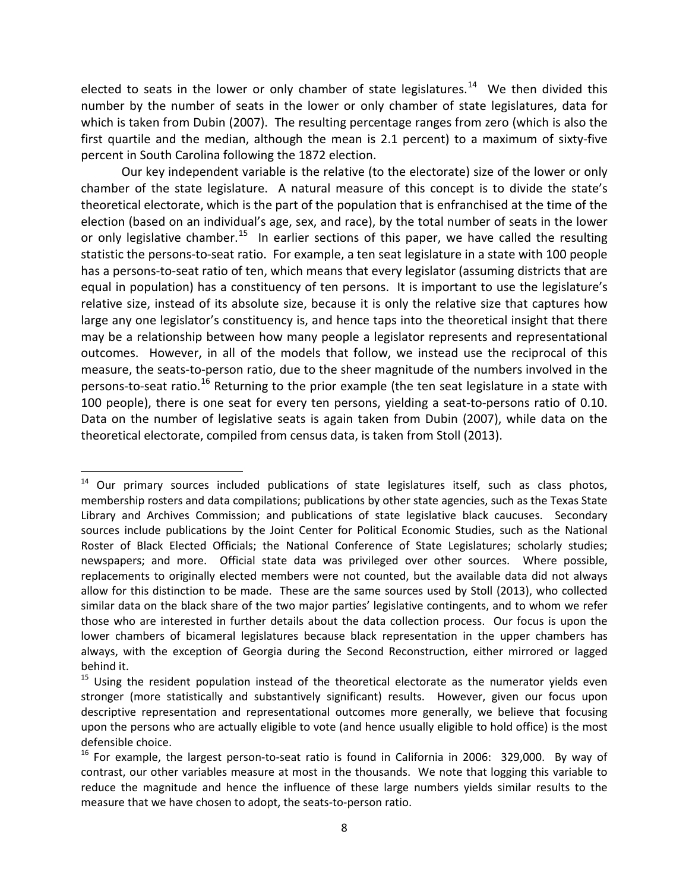elected to seats in the lower or only chamber of state legislatures.[14] We then divided this number by the number of seats in the lower or only chamber of state legislatures, data for which is taken from Dubin (2007). The resulting percentage ranges from zero (which is also the first quartile and the median, although the mean is 2.1 percent) to a maximum of sixty-five percent in South Carolina following the 1872 election.

Our key independent variable is the relative (to the electorate) size of the lower or only chamber of the state legislature. A natural measure of this concept is to divide the state's theoretical electorate, which is the part of the population that is enfranchised at the time of the election (based on an individual's age, sex, and race), by the total number of seats in the lower or only legislative chamber.[15] In earlier sections of this paper, we have called the resulting statistic the persons-to-seat ratio. For example, a ten seat legislature in a state with 100 people has a persons-to-seat ratio of ten, which means that every legislator (assuming districts that are equal in population) has a constituency of ten persons. It is important to use the legislature's relative size, instead of its absolute size, because it is only the relative size that captures how large any one legislator's constituency is, and hence taps into the theoretical insight that there may be a relationship between how many people a legislator represents and representational outcomes. However, in all of the models that follow, we instead use the reciprocal of this measure, the seats-to-person ratio, due to the sheer magnitude of the numbers involved in the persons-to-seat ratio.[16] Returning to the prior example (the ten seat legislature in a state with 100 people), there is one seat for every ten persons, yielding a seat-to-persons ratio of 0.10. Data on the number of legislative seats is again taken from Dubin (2007), while data on the theoretical electorate, compiled from census data, is taken from Stoll (2013).

---

[14] Our primary sources included publications of state legislatures itself, such as class photos, membership rosters and data compilations; publications by other state agencies, such as the Texas State Library and Archives Commission; and publications of state legislative black caucuses. Secondary sources include publications by the Joint Center for Political Economic Studies, such as the National Roster of Black Elected Officials; the National Conference of State Legislatures; scholarly studies; newspapers; and more. Official state data was privileged over other sources. Where possible, replacements to originally elected members were not counted, but the available data did not always allow for this distinction to be made. These are the same sources used by Stoll (2013), who collected similar data on the black share of the two major parties' legislative contingents, and to whom we refer those who are interested in further details about the data collection process. Our focus is upon the lower chambers of bicameral legislatures because black representation in the upper chambers has always, with the exception of Georgia during the Second Reconstruction, either mirrored or lagged behind it.

[15] Using the resident population instead of the theoretical electorate as the numerator yields even stronger (more statistically and substantively significant) results. However, given our focus upon descriptive representation and representational outcomes more generally, we believe that focusing upon the persons who are actually eligible to vote (and hence usually eligible to hold office) is the most defensible choice.

[16] For example, the largest person-to-seat ratio is found in California in 2006: 329,000. By way of contrast, our other variables measure at most in the thousands. We note that logging this variable to reduce the magnitude and hence the influence of these large numbers yields similar results to the measure that we have chosen to adopt, the seats-to-person ratio.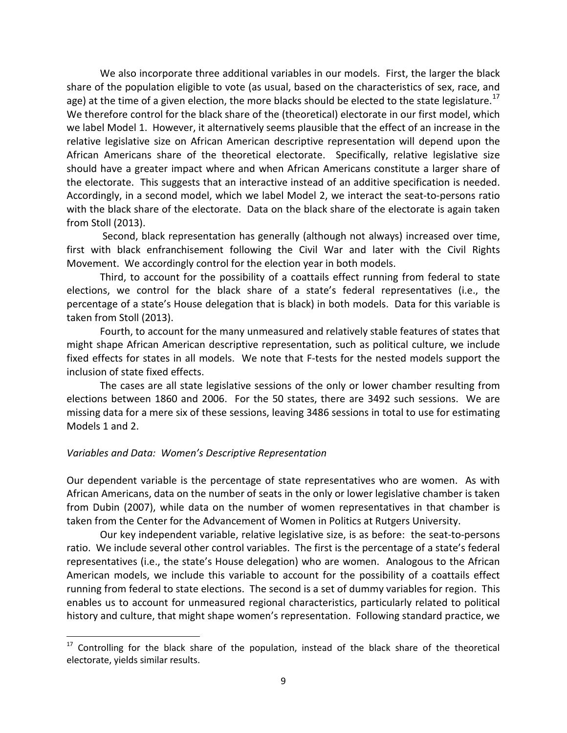We also incorporate three additional variables in our models. First, the larger the black share of the population eligible to vote (as usual, based on the characteristics of sex, race, and age) at the time of a given election, the more blacks should be elected to the state legislature.[17] We therefore control for the black share of the (theoretical) electorate in our first model, which we label Model 1. However, it alternatively seems plausible that the effect of an increase in the relative legislative size on African American descriptive representation will depend upon the African Americans share of the theoretical electorate. Specifically, relative legislative size should have a greater impact where and when African Americans constitute a larger share of the electorate. This suggests that an interactive instead of an additive specification is needed. Accordingly, in a second model, which we label Model 2, we interact the seat-to-persons ratio with the black share of the electorate. Data on the black share of the electorate is again taken from Stoll (2013).

Second, black representation has generally (although not always) increased over time, first with black enfranchisement following the Civil War and later with the Civil Rights Movement. We accordingly control for the election year in both models.

Third, to account for the possibility of a coattails effect running from federal to state elections, we control for the black share of a state's federal representatives (i.e., the percentage of a state's House delegation that is black) in both models. Data for this variable is taken from Stoll (2013).

Fourth, to account for the many unmeasured and relatively stable features of states that might shape African American descriptive representation, such as political culture, we include fixed effects for states in all models. We note that F-tests for the nested models support the inclusion of state fixed effects.

The cases are all state legislative sessions of the only or lower chamber resulting from elections between 1860 and 2006. For the 50 states, there are 3492 such sessions. We are missing data for a mere six of these sessions, leaving 3486 sessions in total to use for estimating Models 1 and 2.

*Variables and Data: Women's Descriptive Representation*

Our dependent variable is the percentage of state representatives who are women. As with African Americans, data on the number of seats in the only or lower legislative chamber is taken from Dubin (2007), while data on the number of women representatives in that chamber is taken from the Center for the Advancement of Women in Politics at Rutgers University.

Our key independent variable, relative legislative size, is as before: the seat-to-persons ratio. We include several other control variables. The first is the percentage of a state's federal representatives (i.e., the state's House delegation) who are women. Analogous to the African American models, we include this variable to account for the possibility of a coattails effect running from federal to state elections. The second is a set of dummy variables for region. This enables us to account for unmeasured regional characteristics, particularly related to political history and culture, that might shape women's representation. Following standard practice, we

[17] Controlling for the black share of the population, instead of the black share of the theoretical electorate, yields similar results.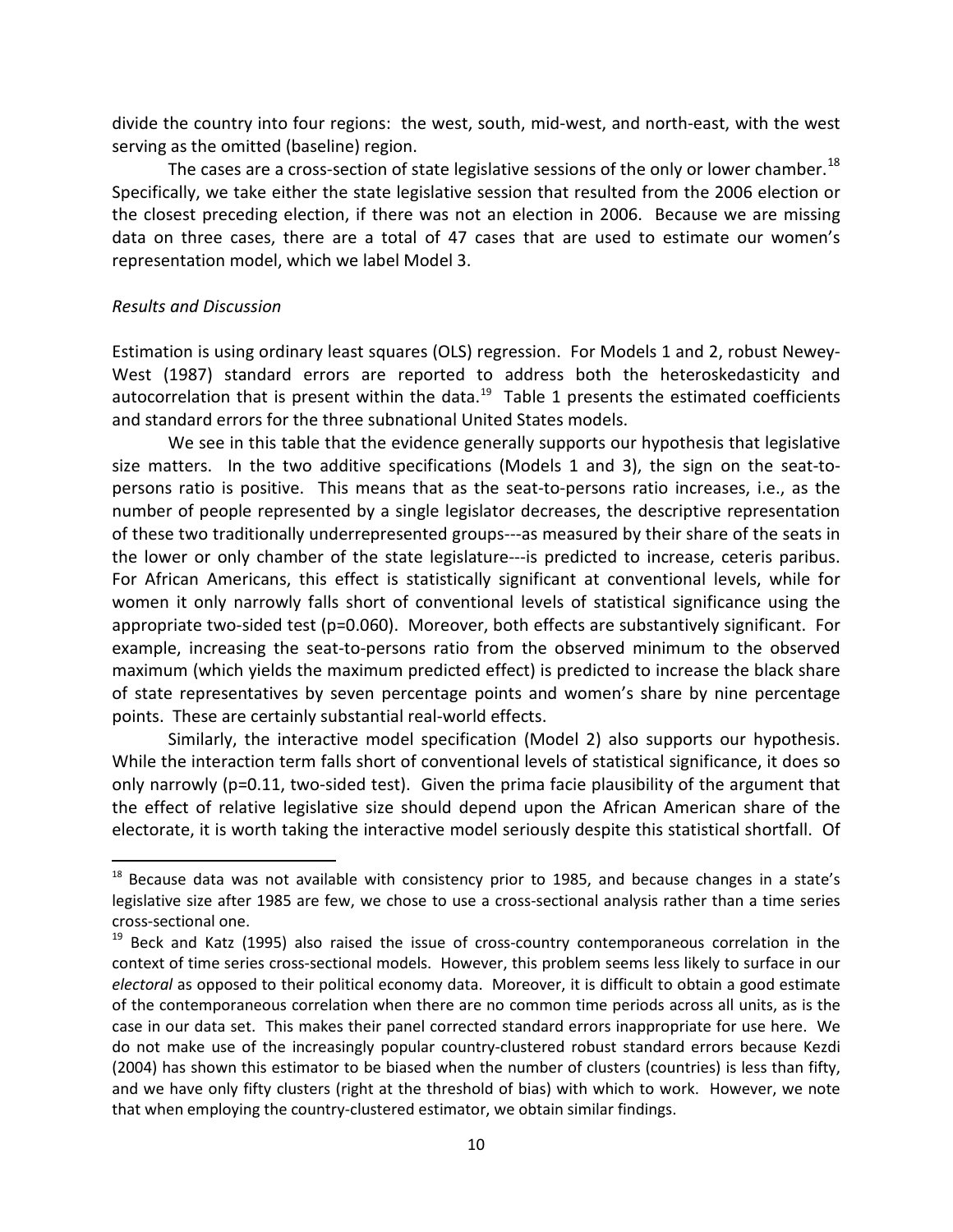divide the country into four regions: the west, south, mid-west, and north-east, with the west serving as the omitted (baseline) region.

The cases are a cross-section of state legislative sessions of the only or lower chamber.[18] Specifically, we take either the state legislative session that resulted from the 2006 election or the closest preceding election, if there was not an election in 2006. Because we are missing data on three cases, there are a total of 47 cases that are used to estimate our women's representation model, which we label Model 3.

*Results and Discussion*

Estimation is using ordinary least squares (OLS) regression. For Models 1 and 2, robust Newey-West (1987) standard errors are reported to address both the heteroskedasticity and autocorrelation that is present within the data.[19] Table 1 presents the estimated coefficients and standard errors for the three subnational United States models.

We see in this table that the evidence generally supports our hypothesis that legislative size matters. In the two additive specifications (Models 1 and 3), the sign on the seat-to-persons ratio is positive. This means that as the seat-to-persons ratio increases, i.e., as the number of people represented by a single legislator decreases, the descriptive representation of these two traditionally underrepresented groups---as measured by their share of the seats in the lower or only chamber of the state legislature---is predicted to increase, ceteris paribus. For African Americans, this effect is statistically significant at conventional levels, while for women it only narrowly falls short of conventional levels of statistical significance using the appropriate two-sided test (p=0.060). Moreover, both effects are substantively significant. For example, increasing the seat-to-persons ratio from the observed minimum to the observed maximum (which yields the maximum predicted effect) is predicted to increase the black share of state representatives by seven percentage points and women's share by nine percentage points. These are certainly substantial real-world effects.

Similarly, the interactive model specification (Model 2) also supports our hypothesis. While the interaction term falls short of conventional levels of statistical significance, it does so only narrowly (p=0.11, two-sided test). Given the prima facie plausibility of the argument that the effect of relative legislative size should depend upon the African American share of the electorate, it is worth taking the interactive model seriously despite this statistical shortfall. Of

---

[18] Because data was not available with consistency prior to 1985, and because changes in a state's legislative size after 1985 are few, we chose to use a cross-sectional analysis rather than a time series cross-sectional one.

[19] Beck and Katz (1995) also raised the issue of cross-country contemporaneous correlation in the context of time series cross-sectional models. However, this problem seems less likely to surface in our *electoral* as opposed to their political economy data. Moreover, it is difficult to obtain a good estimate of the contemporaneous correlation when there are no common time periods across all units, as is the case in our data set. This makes their panel corrected standard errors inappropriate for use here. We do not make use of the increasingly popular country-clustered robust standard errors because Kezdi (2004) has shown this estimator to be biased when the number of clusters (countries) is less than fifty, and we have only fifty clusters (right at the threshold of bias) with which to work. However, we note that when employing the country-clustered estimator, we obtain similar findings.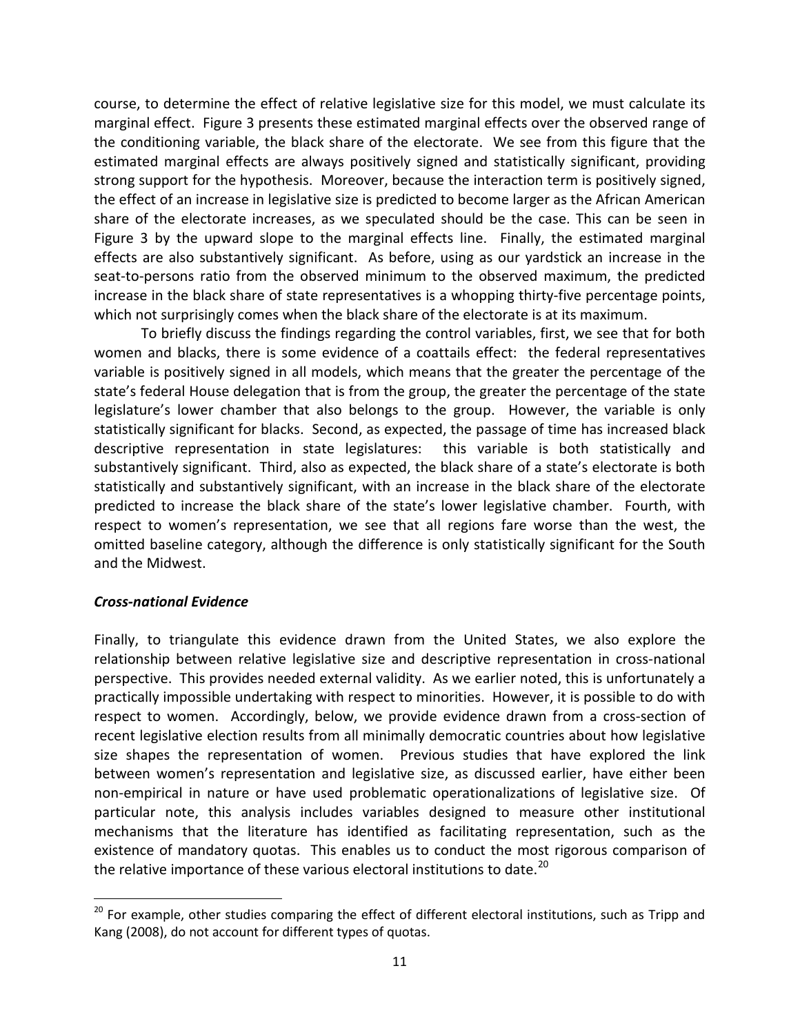course, to determine the effect of relative legislative size for this model, we must calculate its marginal effect. Figure 3 presents these estimated marginal effects over the observed range of the conditioning variable, the black share of the electorate. We see from this figure that the estimated marginal effects are always positively signed and statistically significant, providing strong support for the hypothesis. Moreover, because the interaction term is positively signed, the effect of an increase in legislative size is predicted to become larger as the African American share of the electorate increases, as we speculated should be the case. This can be seen in Figure 3 by the upward slope to the marginal effects line. Finally, the estimated marginal effects are also substantively significant. As before, using as our yardstick an increase in the seat-to-persons ratio from the observed minimum to the observed maximum, the predicted increase in the black share of state representatives is a whopping thirty-five percentage points, which not surprisingly comes when the black share of the electorate is at its maximum.

To briefly discuss the findings regarding the control variables, first, we see that for both women and blacks, there is some evidence of a coattails effect: the federal representatives variable is positively signed in all models, which means that the greater the percentage of the state's federal House delegation that is from the group, the greater the percentage of the state legislature's lower chamber that also belongs to the group. However, the variable is only statistically significant for blacks. Second, as expected, the passage of time has increased black descriptive representation in state legislatures: this variable is both statistically and substantively significant. Third, also as expected, the black share of a state's electorate is both statistically and substantively significant, with an increase in the black share of the electorate predicted to increase the black share of the state's lower legislative chamber. Fourth, with respect to women's representation, we see that all regions fare worse than the west, the omitted baseline category, although the difference is only statistically significant for the South and the Midwest.

### *Cross-national Evidence*

Finally, to triangulate this evidence drawn from the United States, we also explore the relationship between relative legislative size and descriptive representation in cross-national perspective. This provides needed external validity. As we earlier noted, this is unfortunately a practically impossible undertaking with respect to minorities. However, it is possible to do with respect to women. Accordingly, below, we provide evidence drawn from a cross-section of recent legislative election results from all minimally democratic countries about how legislative size shapes the representation of women. Previous studies that have explored the link between women's representation and legislative size, as discussed earlier, have either been non-empirical in nature or have used problematic operationalizations of legislative size. Of particular note, this analysis includes variables designed to measure other institutional mechanisms that the literature has identified as facilitating representation, such as the existence of mandatory quotas. This enables us to conduct the most rigorous comparison of the relative importance of these various electoral institutions to date.[20]

[20] For example, other studies comparing the effect of different electoral institutions, such as Tripp and Kang (2008), do not account for different types of quotas.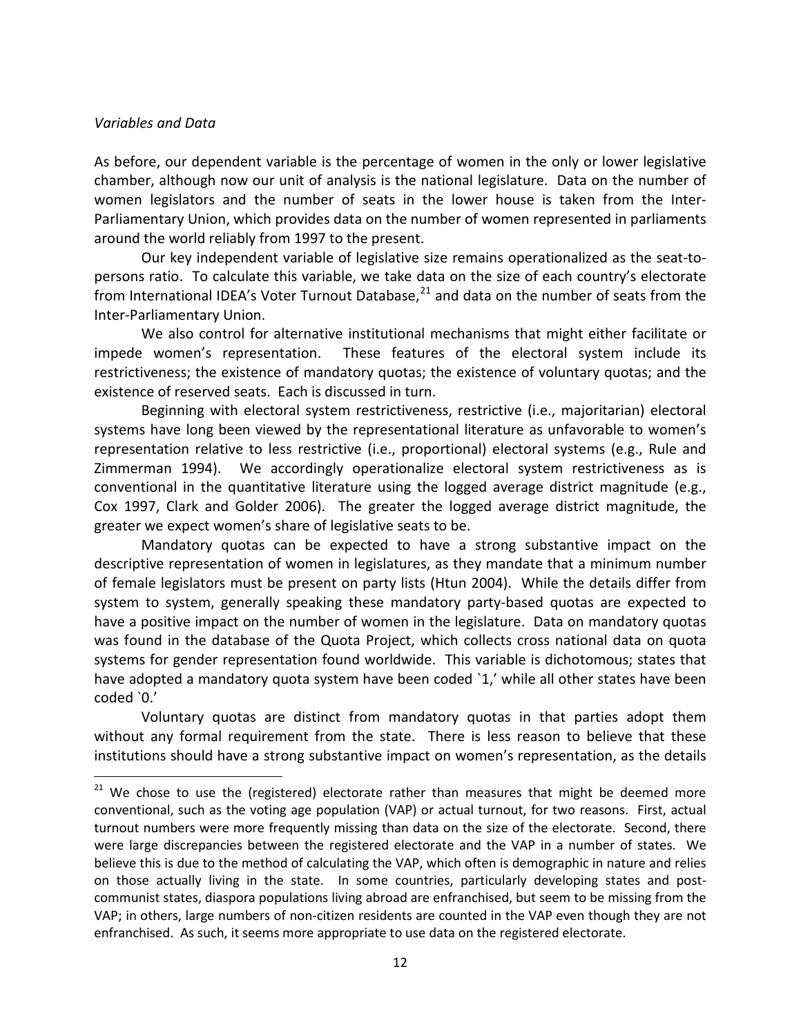*Variables and Data*

As before, our dependent variable is the percentage of women in the only or lower legislative chamber, although now our unit of analysis is the national legislature. Data on the number of women legislators and the number of seats in the lower house is taken from the Inter-Parliamentary Union, which provides data on the number of women represented in parliaments around the world reliably from 1997 to the present.

Our key independent variable of legislative size remains operationalized as the seat-to-persons ratio. To calculate this variable, we take data on the size of each country's electorate from International IDEA's Voter Turnout Database,[21] and data on the number of seats from the Inter-Parliamentary Union.

We also control for alternative institutional mechanisms that might either facilitate or impede women's representation. These features of the electoral system include its restrictiveness; the existence of mandatory quotas; the existence of voluntary quotas; and the existence of reserved seats. Each is discussed in turn.

Beginning with electoral system restrictiveness, restrictive (i.e., majoritarian) electoral systems have long been viewed by the representational literature as unfavorable to women's representation relative to less restrictive (i.e., proportional) electoral systems (e.g., Rule and Zimmerman 1994). We accordingly operationalize electoral system restrictiveness as is conventional in the quantitative literature using the logged average district magnitude (e.g., Cox 1997, Clark and Golder 2006). The greater the logged average district magnitude, the greater we expect women's share of legislative seats to be.

Mandatory quotas can be expected to have a strong substantive impact on the descriptive representation of women in legislatures, as they mandate that a minimum number of female legislators must be present on party lists (Htun 2004). While the details differ from system to system, generally speaking these mandatory party-based quotas are expected to have a positive impact on the number of women in the legislature. Data on mandatory quotas was found in the database of the Quota Project, which collects cross national data on quota systems for gender representation found worldwide. This variable is dichotomous; states that have adopted a mandatory quota system have been coded `1,' while all other states have been coded `0.'

Voluntary quotas are distinct from mandatory quotas in that parties adopt them without any formal requirement from the state. There is less reason to believe that these institutions should have a strong substantive impact on women's representation, as the details

---

[21] We chose to use the (registered) electorate rather than measures that might be deemed more conventional, such as the voting age population (VAP) or actual turnout, for two reasons. First, actual turnout numbers were more frequently missing than data on the size of the electorate. Second, there were large discrepancies between the registered electorate and the VAP in a number of states. We believe this is due to the method of calculating the VAP, which often is demographic in nature and relies on those actually living in the state. In some countries, particularly developing states and post-communist states, diaspora populations living abroad are enfranchised, but seem to be missing from the VAP; in others, large numbers of non-citizen residents are counted in the VAP even though they are not enfranchised. As such, it seems more appropriate to use data on the registered electorate.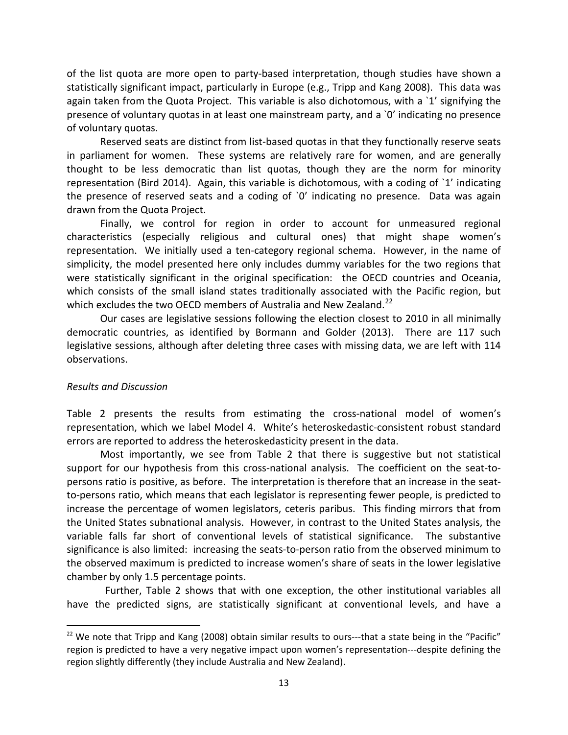of the list quota are more open to party-based interpretation, though studies have shown a statistically significant impact, particularly in Europe (e.g., Tripp and Kang 2008). This data was again taken from the Quota Project. This variable is also dichotomous, with a `1' signifying the presence of voluntary quotas in at least one mainstream party, and a `0' indicating no presence of voluntary quotas.

Reserved seats are distinct from list-based quotas in that they functionally reserve seats in parliament for women. These systems are relatively rare for women, and are generally thought to be less democratic than list quotas, though they are the norm for minority representation (Bird 2014). Again, this variable is dichotomous, with a coding of `1' indicating the presence of reserved seats and a coding of `0' indicating no presence. Data was again drawn from the Quota Project.

Finally, we control for region in order to account for unmeasured regional characteristics (especially religious and cultural ones) that might shape women's representation. We initially used a ten-category regional schema. However, in the name of simplicity, the model presented here only includes dummy variables for the two regions that were statistically significant in the original specification: the OECD countries and Oceania, which consists of the small island states traditionally associated with the Pacific region, but which excludes the two OECD members of Australia and New Zealand.[22]

Our cases are legislative sessions following the election closest to 2010 in all minimally democratic countries, as identified by Bormann and Golder (2013). There are 117 such legislative sessions, although after deleting three cases with missing data, we are left with 114 observations.

*Results and Discussion*

Table 2 presents the results from estimating the cross-national model of women's representation, which we label Model 4. White's heteroskedastic-consistent robust standard errors are reported to address the heteroskedasticity present in the data.

Most importantly, we see from Table 2 that there is suggestive but not statistical support for our hypothesis from this cross-national analysis. The coefficient on the seat-to-persons ratio is positive, as before. The interpretation is therefore that an increase in the seat-to-persons ratio, which means that each legislator is representing fewer people, is predicted to increase the percentage of women legislators, ceteris paribus. This finding mirrors that from the United States subnational analysis. However, in contrast to the United States analysis, the variable falls far short of conventional levels of statistical significance. The substantive significance is also limited: increasing the seats-to-person ratio from the observed minimum to the observed maximum is predicted to increase women's share of seats in the lower legislative chamber by only 1.5 percentage points.

Further, Table 2 shows that with one exception, the other institutional variables all have the predicted signs, are statistically significant at conventional levels, and have a

[22] We note that Tripp and Kang (2008) obtain similar results to ours---that a state being in the "Pacific" region is predicted to have a very negative impact upon women's representation---despite defining the region slightly differently (they include Australia and New Zealand).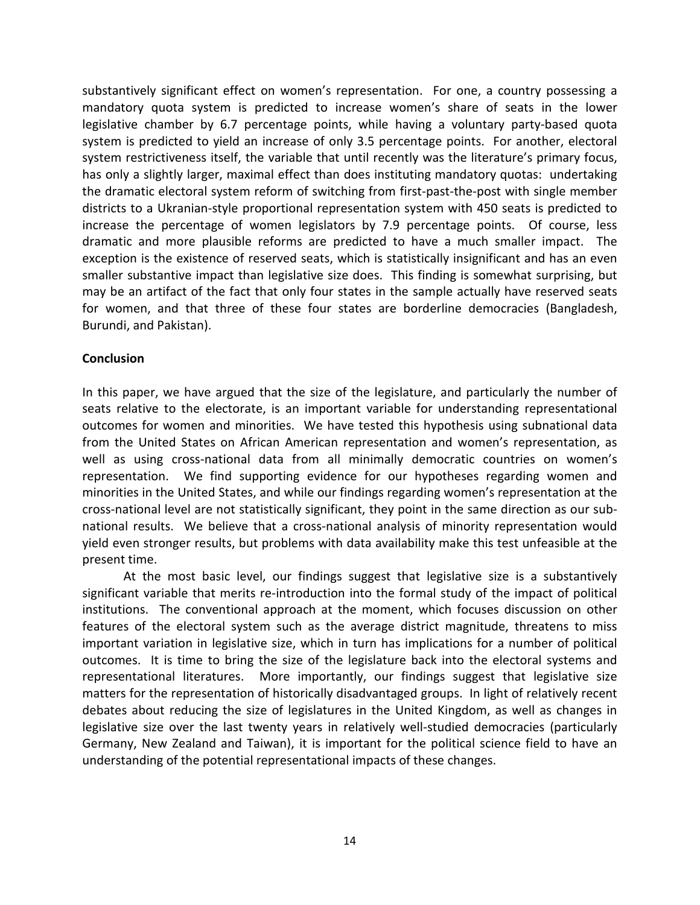substantively significant effect on women's representation. For one, a country possessing a mandatory quota system is predicted to increase women's share of seats in the lower legislative chamber by 6.7 percentage points, while having a voluntary party-based quota system is predicted to yield an increase of only 3.5 percentage points. For another, electoral system restrictiveness itself, the variable that until recently was the literature's primary focus, has only a slightly larger, maximal effect than does instituting mandatory quotas: undertaking the dramatic electoral system reform of switching from first-past-the-post with single member districts to a Ukranian-style proportional representation system with 450 seats is predicted to increase the percentage of women legislators by 7.9 percentage points. Of course, less dramatic and more plausible reforms are predicted to have a much smaller impact. The exception is the existence of reserved seats, which is statistically insignificant and has an even smaller substantive impact than legislative size does. This finding is somewhat surprising, but may be an artifact of the fact that only four states in the sample actually have reserved seats for women, and that three of these four states are borderline democracies (Bangladesh, Burundi, and Pakistan).

**Conclusion**

In this paper, we have argued that the size of the legislature, and particularly the number of seats relative to the electorate, is an important variable for understanding representational outcomes for women and minorities. We have tested this hypothesis using subnational data from the United States on African American representation and women's representation, as well as using cross-national data from all minimally democratic countries on women's representation. We find supporting evidence for our hypotheses regarding women and minorities in the United States, and while our findings regarding women's representation at the cross-national level are not statistically significant, they point in the same direction as our sub-national results. We believe that a cross-national analysis of minority representation would yield even stronger results, but problems with data availability make this test unfeasible at the present time.

At the most basic level, our findings suggest that legislative size is a substantively significant variable that merits re-introduction into the formal study of the impact of political institutions. The conventional approach at the moment, which focuses discussion on other features of the electoral system such as the average district magnitude, threatens to miss important variation in legislative size, which in turn has implications for a number of political outcomes. It is time to bring the size of the legislature back into the electoral systems and representational literatures. More importantly, our findings suggest that legislative size matters for the representation of historically disadvantaged groups. In light of relatively recent debates about reducing the size of legislatures in the United Kingdom, as well as changes in legislative size over the last twenty years in relatively well-studied democracies (particularly Germany, New Zealand and Taiwan), it is important for the political science field to have an understanding of the potential representational impacts of these changes.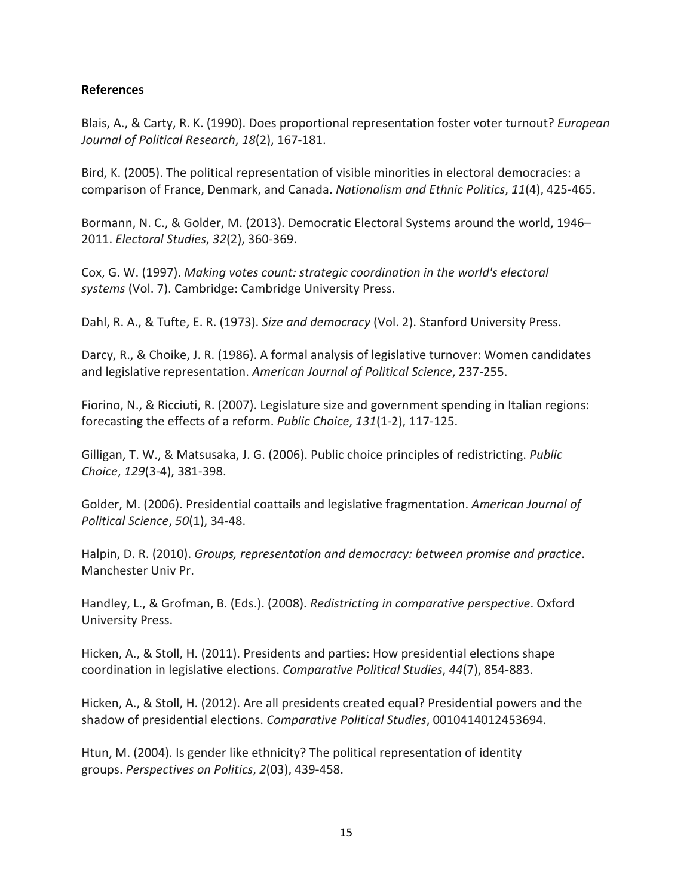**References**

Blais, A., & Carty, R. K. (1990). Does proportional representation foster voter turnout? *European Journal of Political Research*, *18*(2), 167-181.

Bird, K. (2005). The political representation of visible minorities in electoral democracies: a comparison of France, Denmark, and Canada. *Nationalism and Ethnic Politics*, *11*(4), 425-465.

Bormann, N. C., & Golder, M. (2013). Democratic Electoral Systems around the world, 1946–2011. *Electoral Studies*, *32*(2), 360-369.

Cox, G. W. (1997). *Making votes count: strategic coordination in the world's electoral systems* (Vol. 7). Cambridge: Cambridge University Press.

Dahl, R. A., & Tufte, E. R. (1973). *Size and democracy* (Vol. 2). Stanford University Press.

Darcy, R., & Choike, J. R. (1986). A formal analysis of legislative turnover: Women candidates and legislative representation. *American Journal of Political Science*, 237-255.

Fiorino, N., & Ricciuti, R. (2007). Legislature size and government spending in Italian regions: forecasting the effects of a reform. *Public Choice*, *131*(1-2), 117-125.

Gilligan, T. W., & Matsusaka, J. G. (2006). Public choice principles of redistricting. *Public Choice*, *129*(3-4), 381-398.

Golder, M. (2006). Presidential coattails and legislative fragmentation. *American Journal of Political Science*, *50*(1), 34-48.

Halpin, D. R. (2010). *Groups, representation and democracy: between promise and practice*. Manchester Univ Pr.

Handley, L., & Grofman, B. (Eds.). (2008). *Redistricting in comparative perspective*. Oxford University Press.

Hicken, A., & Stoll, H. (2011). Presidents and parties: How presidential elections shape coordination in legislative elections. *Comparative Political Studies*, *44*(7), 854-883.

Hicken, A., & Stoll, H. (2012). Are all presidents created equal? Presidential powers and the shadow of presidential elections. *Comparative Political Studies*, 0010414012453694.

Htun, M. (2004). Is gender like ethnicity? The political representation of identity groups. *Perspectives on Politics*, *2*(03), 439-458.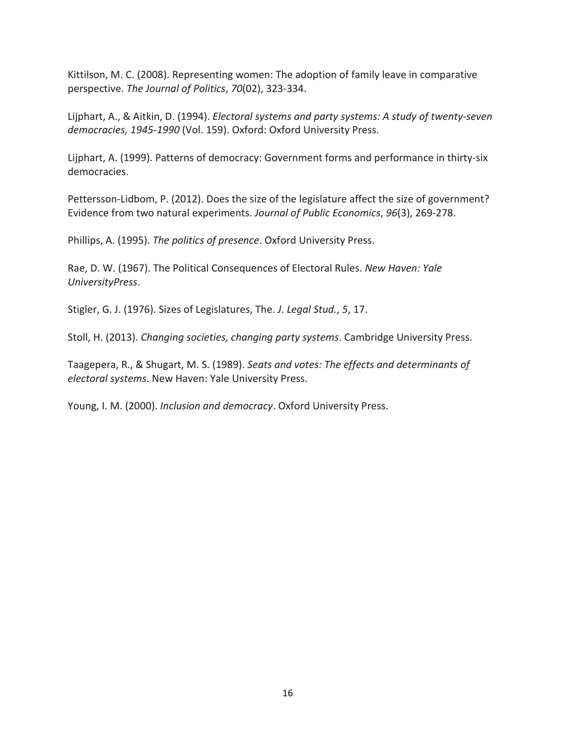Kittilson, M. C. (2008). Representing women: The adoption of family leave in comparative perspective. *The Journal of Politics*, *70*(02), 323-334.

Lijphart, A., & Aitkin, D. (1994). *Electoral systems and party systems: A study of twenty-seven democracies, 1945-1990* (Vol. 159). Oxford: Oxford University Press.

Lijphart, A. (1999). Patterns of democracy: Government forms and performance in thirty-six democracies.

Pettersson-Lidbom, P. (2012). Does the size of the legislature affect the size of government? Evidence from two natural experiments. *Journal of Public Economics*, *96*(3), 269-278.

Phillips, A. (1995). *The politics of presence*. Oxford University Press.

Rae, D. W. (1967). The Political Consequences of Electoral Rules. *New Haven: Yale UniversityPress*.

Stigler, G. J. (1976). Sizes of Legislatures, The. *J. Legal Stud.*, *5*, 17.

Stoll, H. (2013). *Changing societies, changing party systems*. Cambridge University Press.

Taagepera, R., & Shugart, M. S. (1989). *Seats and votes: The effects and determinants of electoral systems*. New Haven: Yale University Press.

Young, I. M. (2000). *Inclusion and democracy*. Oxford University Press.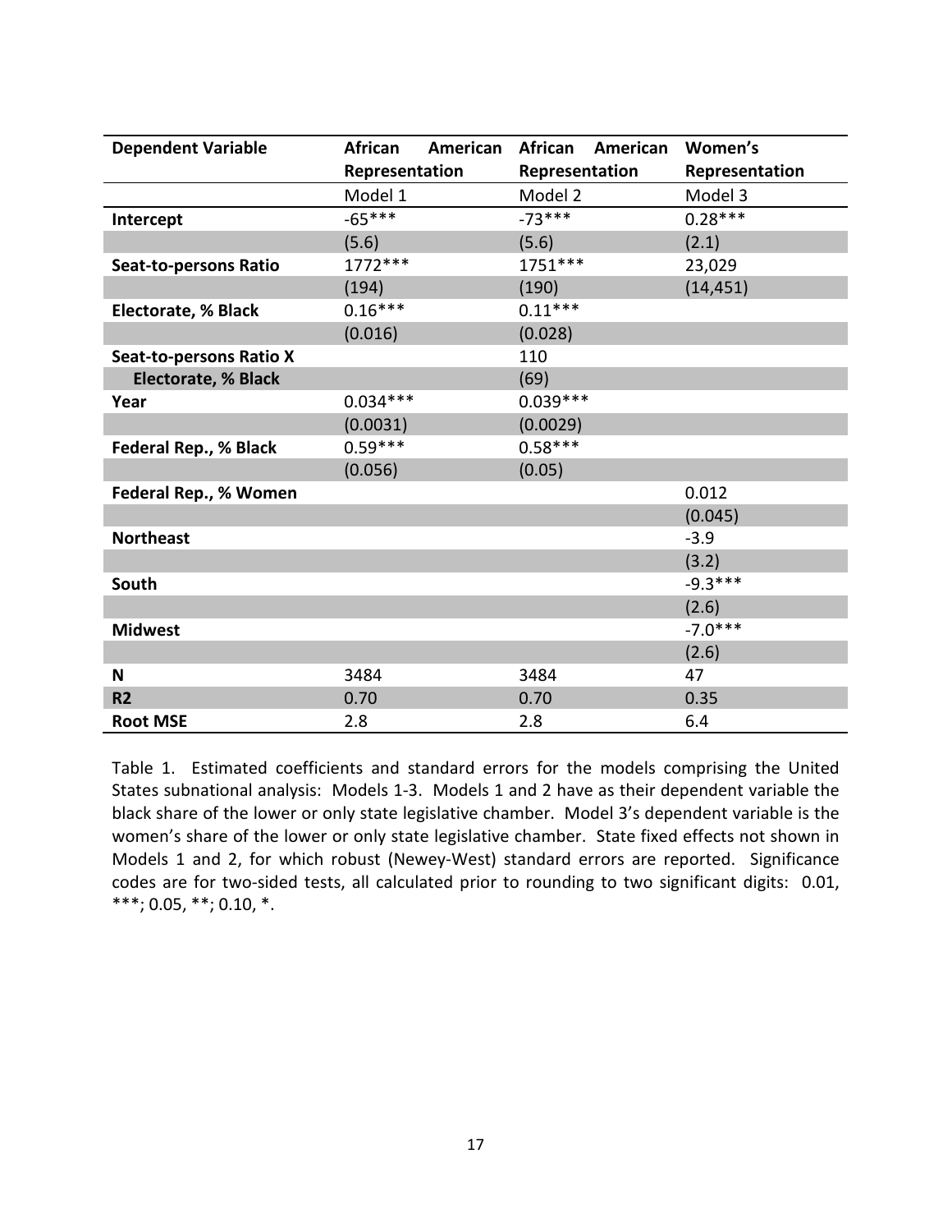| **Dependent Variable** | **African American Representation** | **African American Representation** | **Women's Representation** |
|---|---|---|---|
| | Model 1 | Model 2 | Model 3 |
| **Intercept** | -65*** | -73*** | 0.28*** |
| | (5.6) | (5.6) | (2.1) |
| **Seat-to-persons Ratio** | 1772*** | 1751*** | 23,029 |
| | (194) | (190) | (14,451) |
| **Electorate, % Black** | 0.16*** | 0.11*** | |
| | (0.016) | (0.028) | |
| **Seat-to-persons Ratio X Electorate, % Black** | | 110 | |
| | | (69) | |
| **Year** | 0.034*** | 0.039*** | |
| | (0.0031) | (0.0029) | |
| **Federal Rep., % Black** | 0.59*** | 0.58*** | |
| | (0.056) | (0.05) | |
| **Federal Rep., % Women** | | | 0.012 |
| | | | (0.045) |
| **Northeast** | | | -3.9 |
| | | | (3.2) |
| **South** | | | -9.3*** |
| | | | (2.6) |
| **Midwest** | | | -7.0*** |
| | | | (2.6) |
| **N** | 3484 | 3484 | 47 |
| **R2** | 0.70 | 0.70 | 0.35 |
| **Root MSE** | 2.8 | 2.8 | 6.4 |

Table 1. Estimated coefficients and standard errors for the models comprising the United States subnational analysis: Models 1-3. Models 1 and 2 have as their dependent variable the black share of the lower or only state legislative chamber. Model 3's dependent variable is the women's share of the lower or only state legislative chamber. State fixed effects not shown in Models 1 and 2, for which robust (Newey-West) standard errors are reported. Significance codes are for two-sided tests, all calculated prior to rounding to two significant digits: 0.01, ***; 0.05, **; 0.10, *.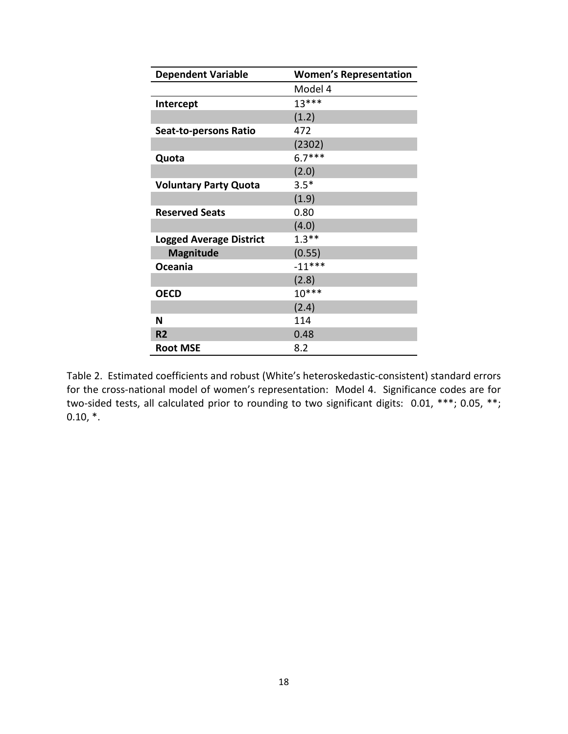| **Dependent Variable** | **Women's Representation** |
| --- | --- |
| | Model 4 |
| **Intercept** | 13*** |
| | (1.2) |
| **Seat-to-persons Ratio** | 472 |
| | (2302) |
| **Quota** | 6.7*** |
| | (2.0) |
| **Voluntary Party Quota** | 3.5* |
| | (1.9) |
| **Reserved Seats** | 0.80 |
| | (4.0) |
| **Logged Average District Magnitude** | 1.3** |
| | (0.55) |
| **Oceania** | -11*** |
| | (2.8) |
| **OECD** | 10*** |
| | (2.4) |
| **N** | 114 |
| **R2** | 0.48 |
| **Root MSE** | 8.2 |

Table 2. Estimated coefficients and robust (White's heteroskedastic-consistent) standard errors for the cross-national model of women's representation: Model 4. Significance codes are for two-sided tests, all calculated prior to rounding to two significant digits: 0.01, ***; 0.05, **; 0.10, *.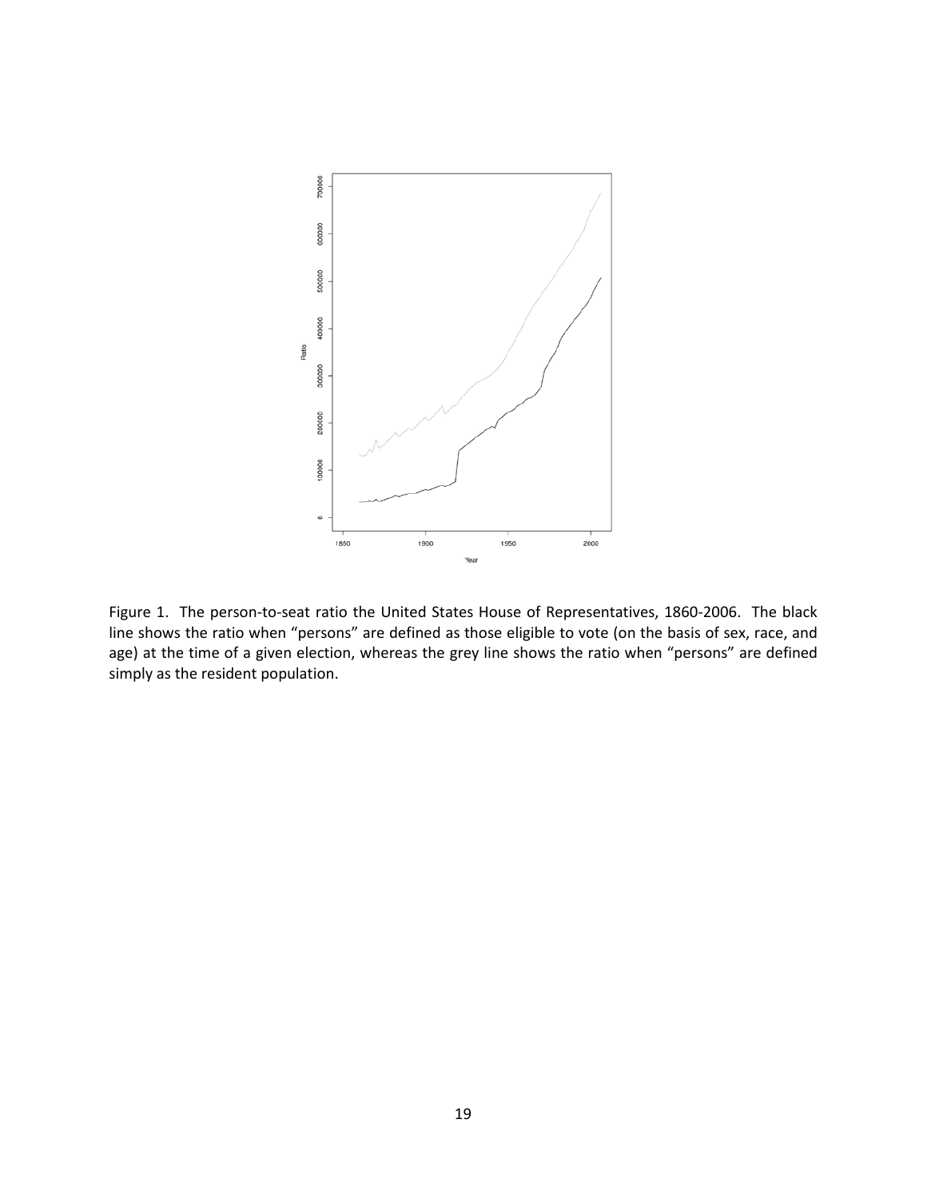Figure 1. The person-to-seat ratio the United States House of Representatives, 1860-2006. The black line shows the ratio when "persons" are defined as those eligible to vote (on the basis of sex, race, and age) at the time of a given election, whereas the grey line shows the ratio when "persons" are defined simply as the resident population.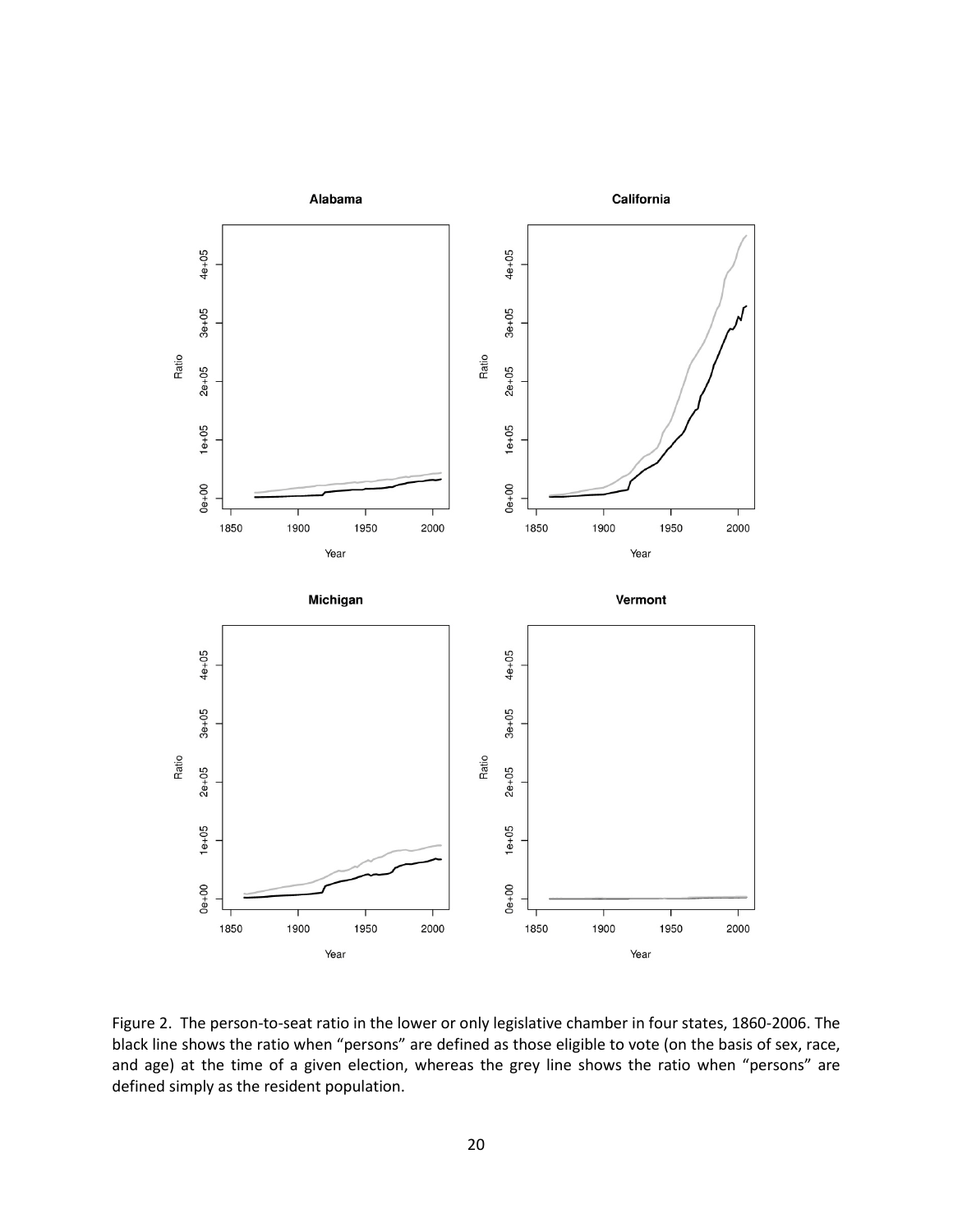Figure 2. The person-to-seat ratio in the lower or only legislative chamber in four states, 1860-2006. The black line shows the ratio when "persons" are defined as those eligible to vote (on the basis of sex, race, and age) at the time of a given election, whereas the grey line shows the ratio when "persons" are defined simply as the resident population.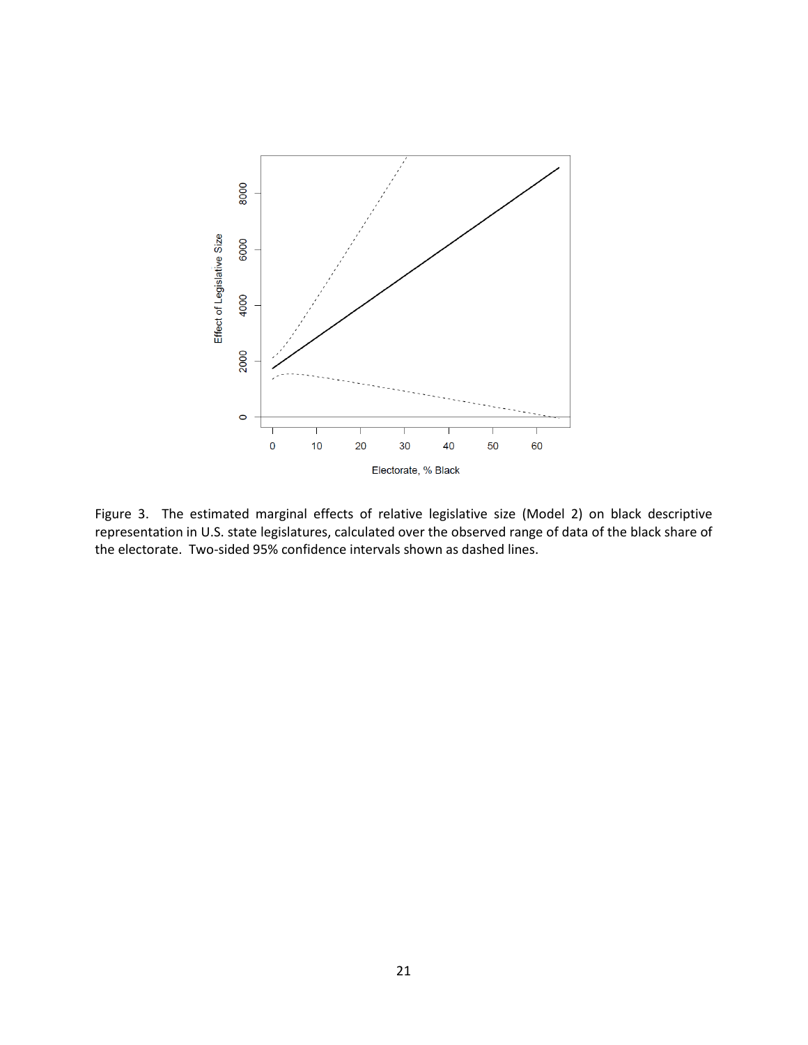Effect of Legislative Size

0
2000
4000
6000
8000

0
10
20
30
40
50
60

Electorate, % Black

Figure 3. The estimated marginal effects of relative legislative size (Model 2) on black descriptive representation in U.S. state legislatures, calculated over the observed range of data of the black share of the electorate. Two-sided 95% confidence intervals shown as dashed lines.